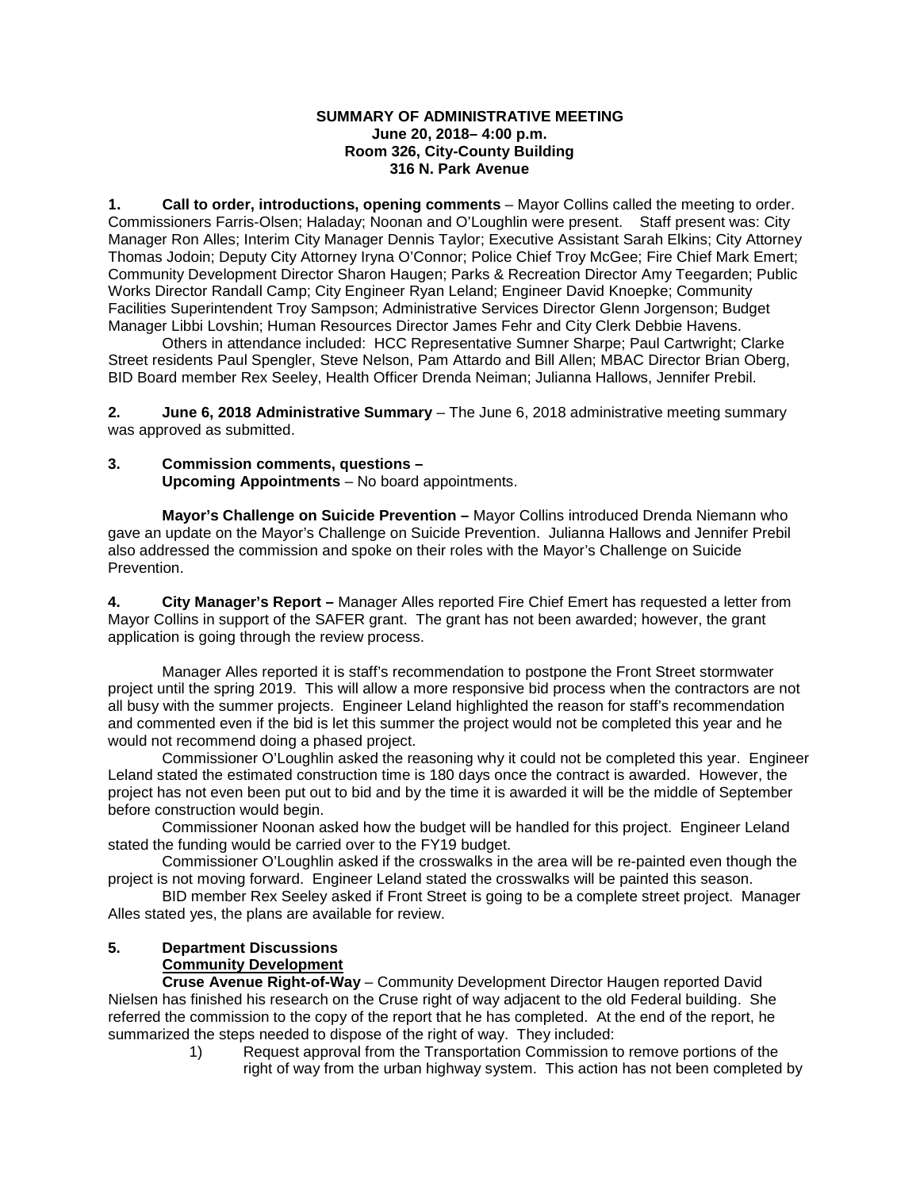**SUMMARY OF ADMINISTRATIVE MEETING**
**June 20, 2018– 4:00 p.m.**
**Room 326, City-County Building**
**316 N. Park Avenue**

**1. Call to order, introductions, opening comments** – Mayor Collins called the meeting to order. Commissioners Farris-Olsen; Haladay; Noonan and O'Loughlin were present. Staff present was: City Manager Ron Alles; Interim City Manager Dennis Taylor; Executive Assistant Sarah Elkins; City Attorney Thomas Jodoin; Deputy City Attorney Iryna O'Connor; Police Chief Troy McGee; Fire Chief Mark Emert; Community Development Director Sharon Haugen; Parks & Recreation Director Amy Teegarden; Public Works Director Randall Camp; City Engineer Ryan Leland; Engineer David Knoepke; Community Facilities Superintendent Troy Sampson; Administrative Services Director Glenn Jorgenson; Budget Manager Libbi Lovshin; Human Resources Director James Fehr and City Clerk Debbie Havens.

Others in attendance included: HCC Representative Sumner Sharpe; Paul Cartwright; Clarke Street residents Paul Spengler, Steve Nelson, Pam Attardo and Bill Allen; MBAC Director Brian Oberg, BID Board member Rex Seeley, Health Officer Drenda Neiman; Julianna Hallows, Jennifer Prebil.

**2. June 6, 2018 Administrative Summary** – The June 6, 2018 administrative meeting summary was approved as submitted.

**3. Commission comments, questions –**
**Upcoming Appointments** – No board appointments.

**Mayor's Challenge on Suicide Prevention –** Mayor Collins introduced Drenda Niemann who gave an update on the Mayor's Challenge on Suicide Prevention. Julianna Hallows and Jennifer Prebil also addressed the commission and spoke on their roles with the Mayor's Challenge on Suicide Prevention.

**4. City Manager's Report –** Manager Alles reported Fire Chief Emert has requested a letter from Mayor Collins in support of the SAFER grant. The grant has not been awarded; however, the grant application is going through the review process.

Manager Alles reported it is staff's recommendation to postpone the Front Street stormwater project until the spring 2019. This will allow a more responsive bid process when the contractors are not all busy with the summer projects. Engineer Leland highlighted the reason for staff's recommendation and commented even if the bid is let this summer the project would not be completed this year and he would not recommend doing a phased project.

Commissioner O'Loughlin asked the reasoning why it could not be completed this year. Engineer Leland stated the estimated construction time is 180 days once the contract is awarded. However, the project has not even been put out to bid and by the time it is awarded it will be the middle of September before construction would begin.

Commissioner Noonan asked how the budget will be handled for this project. Engineer Leland stated the funding would be carried over to the FY19 budget.

Commissioner O'Loughlin asked if the crosswalks in the area will be re-painted even though the project is not moving forward. Engineer Leland stated the crosswalks will be painted this season.

BID member Rex Seeley asked if Front Street is going to be a complete street project. Manager Alles stated yes, the plans are available for review.

**5. Department Discussions**
**Community Development**

**Cruse Avenue Right-of-Way** – Community Development Director Haugen reported David Nielsen has finished his research on the Cruse right of way adjacent to the old Federal building. She referred the commission to the copy of the report that he has completed. At the end of the report, he summarized the steps needed to dispose of the right of way. They included:

1) Request approval from the Transportation Commission to remove portions of the right of way from the urban highway system. This action has not been completed by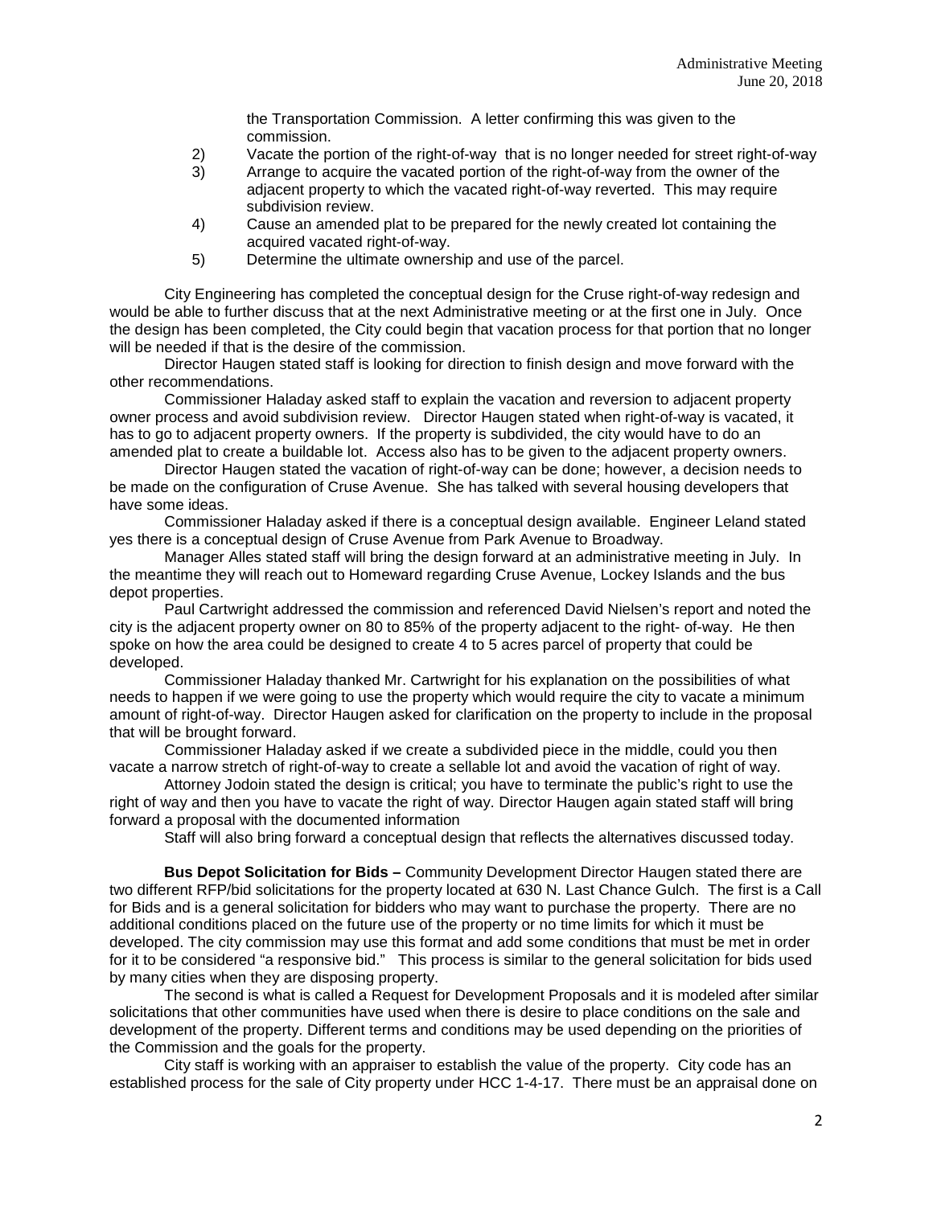the Transportation Commission. A letter confirming this was given to the commission.

2) Vacate the portion of the right-of-way that is no longer needed for street right-of-way
3) Arrange to acquire the vacated portion of the right-of-way from the owner of the adjacent property to which the vacated right-of-way reverted. This may require subdivision review.
4) Cause an amended plat to be prepared for the newly created lot containing the acquired vacated right-of-way.
5) Determine the ultimate ownership and use of the parcel.

City Engineering has completed the conceptual design for the Cruse right-of-way redesign and would be able to further discuss that at the next Administrative meeting or at the first one in July. Once the design has been completed, the City could begin that vacation process for that portion that no longer will be needed if that is the desire of the commission.

Director Haugen stated staff is looking for direction to finish design and move forward with the other recommendations.

Commissioner Haladay asked staff to explain the vacation and reversion to adjacent property owner process and avoid subdivision review. Director Haugen stated when right-of-way is vacated, it has to go to adjacent property owners. If the property is subdivided, the city would have to do an amended plat to create a buildable lot. Access also has to be given to the adjacent property owners.

Director Haugen stated the vacation of right-of-way can be done; however, a decision needs to be made on the configuration of Cruse Avenue. She has talked with several housing developers that have some ideas.

Commissioner Haladay asked if there is a conceptual design available. Engineer Leland stated yes there is a conceptual design of Cruse Avenue from Park Avenue to Broadway.

Manager Alles stated staff will bring the design forward at an administrative meeting in July. In the meantime they will reach out to Homeward regarding Cruse Avenue, Lockey Islands and the bus depot properties.

Paul Cartwright addressed the commission and referenced David Nielsen's report and noted the city is the adjacent property owner on 80 to 85% of the property adjacent to the right- of-way. He then spoke on how the area could be designed to create 4 to 5 acres parcel of property that could be developed.

Commissioner Haladay thanked Mr. Cartwright for his explanation on the possibilities of what needs to happen if we were going to use the property which would require the city to vacate a minimum amount of right-of-way. Director Haugen asked for clarification on the property to include in the proposal that will be brought forward.

Commissioner Haladay asked if we create a subdivided piece in the middle, could you then vacate a narrow stretch of right-of-way to create a sellable lot and avoid the vacation of right of way.

Attorney Jodoin stated the design is critical; you have to terminate the public's right to use the right of way and then you have to vacate the right of way. Director Haugen again stated staff will bring forward a proposal with the documented information

Staff will also bring forward a conceptual design that reflects the alternatives discussed today.

**Bus Depot Solicitation for Bids –** Community Development Director Haugen stated there are two different RFP/bid solicitations for the property located at 630 N. Last Chance Gulch. The first is a Call for Bids and is a general solicitation for bidders who may want to purchase the property. There are no additional conditions placed on the future use of the property or no time limits for which it must be developed. The city commission may use this format and add some conditions that must be met in order for it to be considered "a responsive bid." This process is similar to the general solicitation for bids used by many cities when they are disposing property.

The second is what is called a Request for Development Proposals and it is modeled after similar solicitations that other communities have used when there is desire to place conditions on the sale and development of the property. Different terms and conditions may be used depending on the priorities of the Commission and the goals for the property.

City staff is working with an appraiser to establish the value of the property. City code has an established process for the sale of City property under HCC 1-4-17. There must be an appraisal done on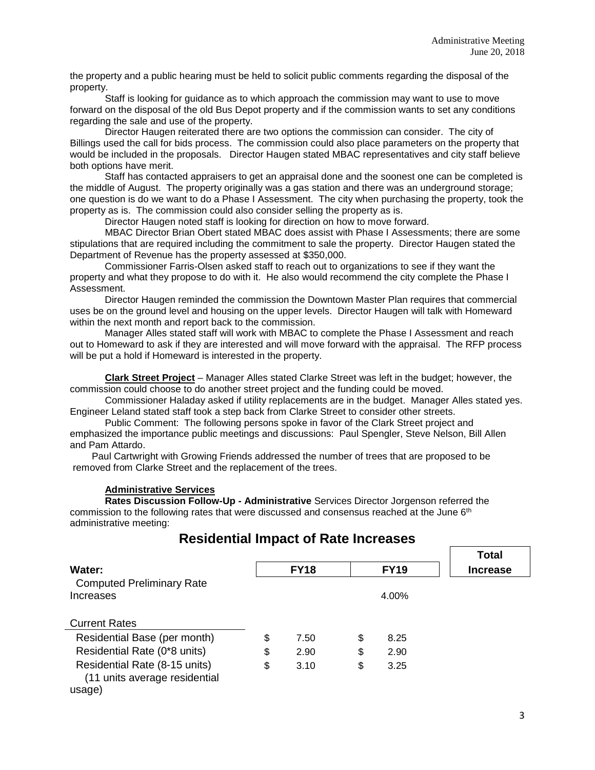the property and a public hearing must be held to solicit public comments regarding the disposal of the property.

Staff is looking for guidance as to which approach the commission may want to use to move forward on the disposal of the old Bus Depot property and if the commission wants to set any conditions regarding the sale and use of the property.

Director Haugen reiterated there are two options the commission can consider. The city of Billings used the call for bids process. The commission could also place parameters on the property that would be included in the proposals. Director Haugen stated MBAC representatives and city staff believe both options have merit.

Staff has contacted appraisers to get an appraisal done and the soonest one can be completed is the middle of August. The property originally was a gas station and there was an underground storage; one question is do we want to do a Phase I Assessment. The city when purchasing the property, took the property as is. The commission could also consider selling the property as is.

Director Haugen noted staff is looking for direction on how to move forward.

MBAC Director Brian Obert stated MBAC does assist with Phase I Assessments; there are some stipulations that are required including the commitment to sale the property. Director Haugen stated the Department of Revenue has the property assessed at $350,000.

Commissioner Farris-Olsen asked staff to reach out to organizations to see if they want the property and what they propose to do with it. He also would recommend the city complete the Phase I Assessment.

Director Haugen reminded the commission the Downtown Master Plan requires that commercial uses be on the ground level and housing on the upper levels. Director Haugen will talk with Homeward within the next month and report back to the commission.

Manager Alles stated staff will work with MBAC to complete the Phase I Assessment and reach out to Homeward to ask if they are interested and will move forward with the appraisal. The RFP process will be put a hold if Homeward is interested in the property.

**Clark Street Project** – Manager Alles stated Clarke Street was left in the budget; however, the commission could choose to do another street project and the funding could be moved.

Commissioner Haladay asked if utility replacements are in the budget. Manager Alles stated yes. Engineer Leland stated staff took a step back from Clarke Street to consider other streets.

Public Comment: The following persons spoke in favor of the Clark Street project and emphasized the importance public meetings and discussions: Paul Spengler, Steve Nelson, Bill Allen and Pam Attardo.

Paul Cartwright with Growing Friends addressed the number of trees that are proposed to be removed from Clarke Street and the replacement of the trees.

**Administrative Services**

**Rates Discussion Follow-Up - Administrative** Services Director Jorgenson referred the commission to the following rates that were discussed and consensus reached at the June 6th administrative meeting:

## Residential Impact of Rate Increases

| Water: | FY18 | FY19 | Total Increase |
|---|---|---|---|
| Computed Preliminary Rate Increases | | 4.00% | |
| Current Rates | | | |
| Residential Base (per month) | $ 7.50 | $ 8.25 | |
| Residential Rate (0*8 units) | $ 2.90 | $ 2.90 | |
| Residential Rate (8-15 units) | $ 3.10 | $ 3.25 | |
| (11 units average residential usage) | | | |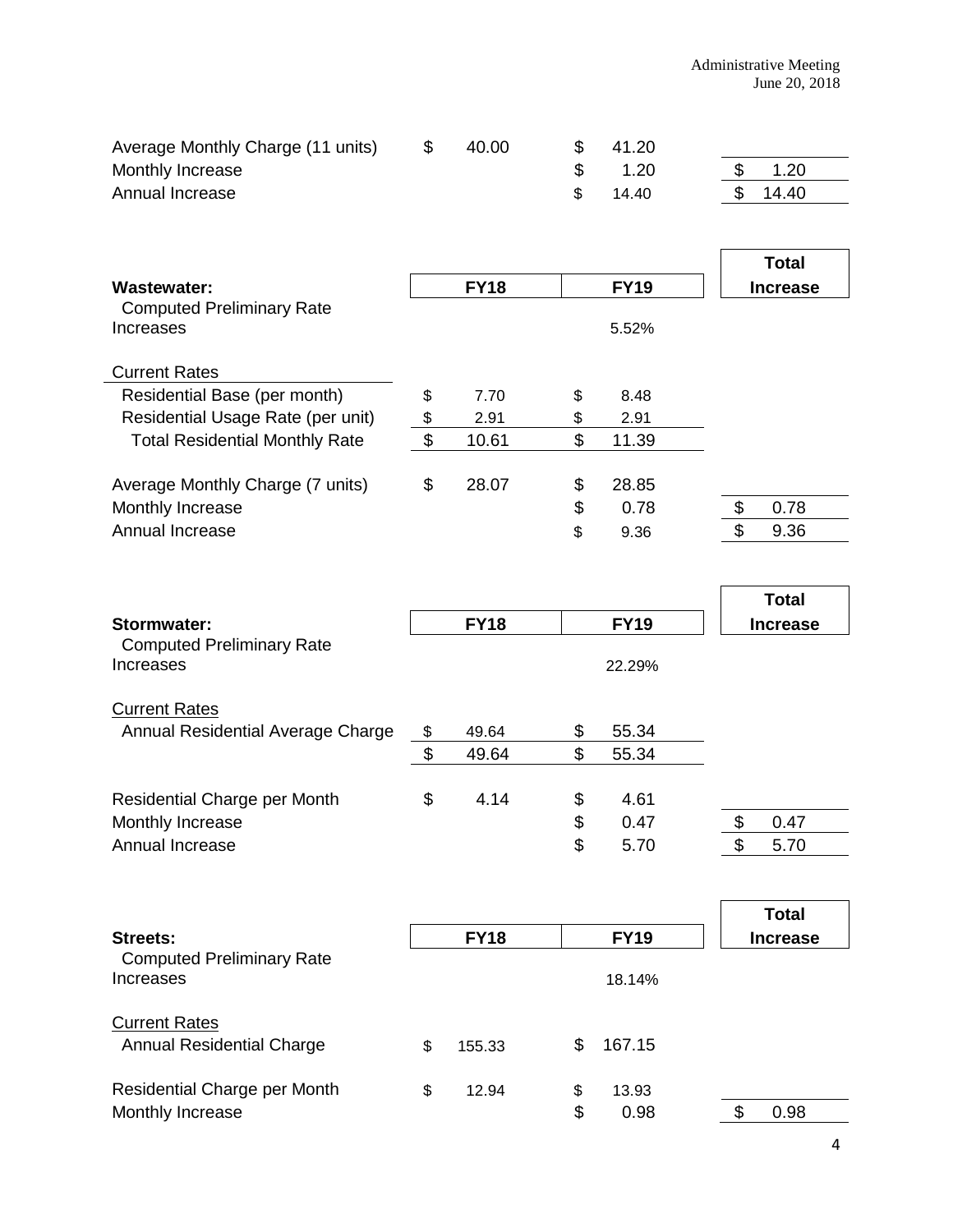| | | | |
|---|---|---|---|
| Average Monthly Charge (11 units) | $ 40.00 | $ 41.20 | |
| Monthly Increase | | $ 1.20 | $ 1.20 |
| Annual Increase | | $ 14.40 | $ 14.40 |

| **Wastewater:** | **FY18** | **FY19** | **Total Increase** |
|---|---|---|---|
| Computed Preliminary Rate Increases | | 5.52% | |
| Current Rates | | | |
| Residential Base (per month) | $ 7.70 | $ 8.48 | |
| Residential Usage Rate (per unit) | $ 2.91 | $ 2.91 | |
| Total Residential Monthly Rate | $ 10.61 | $ 11.39 | |
| Average Monthly Charge (7 units) | $ 28.07 | $ 28.85 | |
| Monthly Increase | | $ 0.78 | $ 0.78 |
| Annual Increase | | $ 9.36 | $ 9.36 |

| **Stormwater:** | **FY18** | **FY19** | **Total Increase** |
|---|---|---|---|
| Computed Preliminary Rate Increases | | 22.29% | |
| Current Rates | | | |
| Annual Residential Average Charge | $ 49.64 | $ 55.34 | |
| | $ 49.64 | $ 55.34 | |
| Residential Charge per Month | $ 4.14 | $ 4.61 | |
| Monthly Increase | | $ 0.47 | $ 0.47 |
| Annual Increase | | $ 5.70 | $ 5.70 |

| **Streets:** | **FY18** | **FY19** | **Total Increase** |
|---|---|---|---|
| Computed Preliminary Rate Increases | | 18.14% | |
| Current Rates | | | |
| Annual Residential Charge | $ 155.33 | $ 167.15 | |
| Residential Charge per Month | $ 12.94 | $ 13.93 | |
| Monthly Increase | | $ 0.98 | $ 0.98 |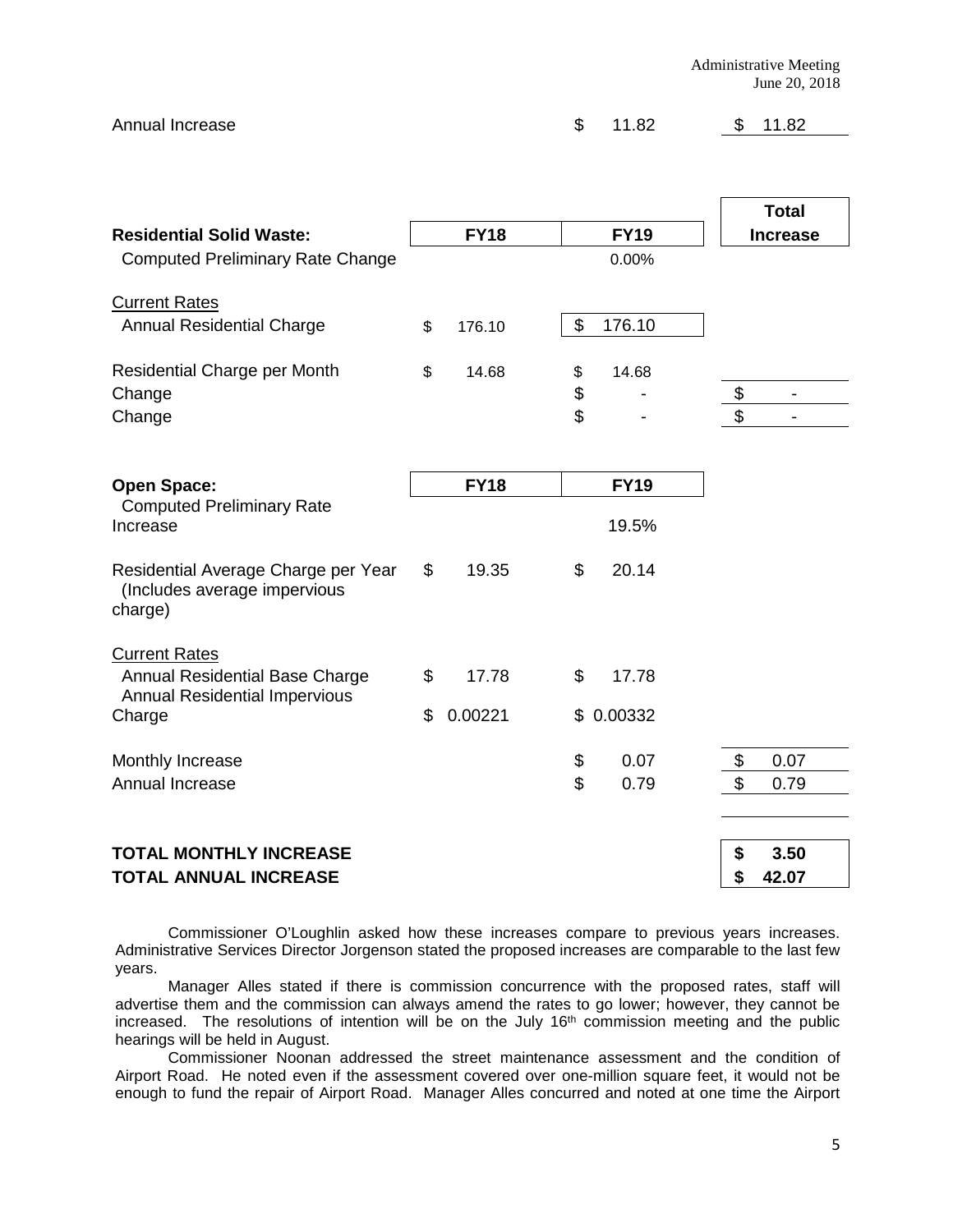| | | | |
|---|---|---|---|
| Annual Increase | | $ 11.82 | $ 11.82 |

| **Residential Solid Waste:** | **FY18** | **FY19** | **Total Increase** |
|---|---|---|---|
| Computed Preliminary Rate Change | | 0.00% | |
| Current Rates | | | |
| Annual Residential Charge | $ 176.10 | $ 176.10 | |
| Residential Charge per Month | $ 14.68 | $ 14.68 | |
| Change | | $ - | $ - |
| Change | | $ - | $ - |

| **Open Space:** | **FY18** | **FY19** | |
|---|---|---|---|
| Computed Preliminary Rate Increase | | 19.5% | |
| Residential Average Charge per Year (Includes average impervious charge) | $ 19.35 | $ 20.14 | |
| Current Rates | | | |
| Annual Residential Base Charge | $ 17.78 | $ 17.78 | |
| Annual Residential Impervious Charge | $ 0.00221 | $ 0.00332 | |
| Monthly Increase | | $ 0.07 | $ 0.07 |
| Annual Increase | | $ 0.79 | $ 0.79 |

| | |
|---|---|
| **TOTAL MONTHLY INCREASE** | **$ 3.50** |
| **TOTAL ANNUAL INCREASE** | **$ 42.07** |

Commissioner O'Loughlin asked how these increases compare to previous years increases. Administrative Services Director Jorgenson stated the proposed increases are comparable to the last few years.

Manager Alles stated if there is commission concurrence with the proposed rates, staff will advertise them and the commission can always amend the rates to go lower; however, they cannot be increased. The resolutions of intention will be on the July 16th commission meeting and the public hearings will be held in August.

Commissioner Noonan addressed the street maintenance assessment and the condition of Airport Road. He noted even if the assessment covered over one-million square feet, it would not be enough to fund the repair of Airport Road. Manager Alles concurred and noted at one time the Airport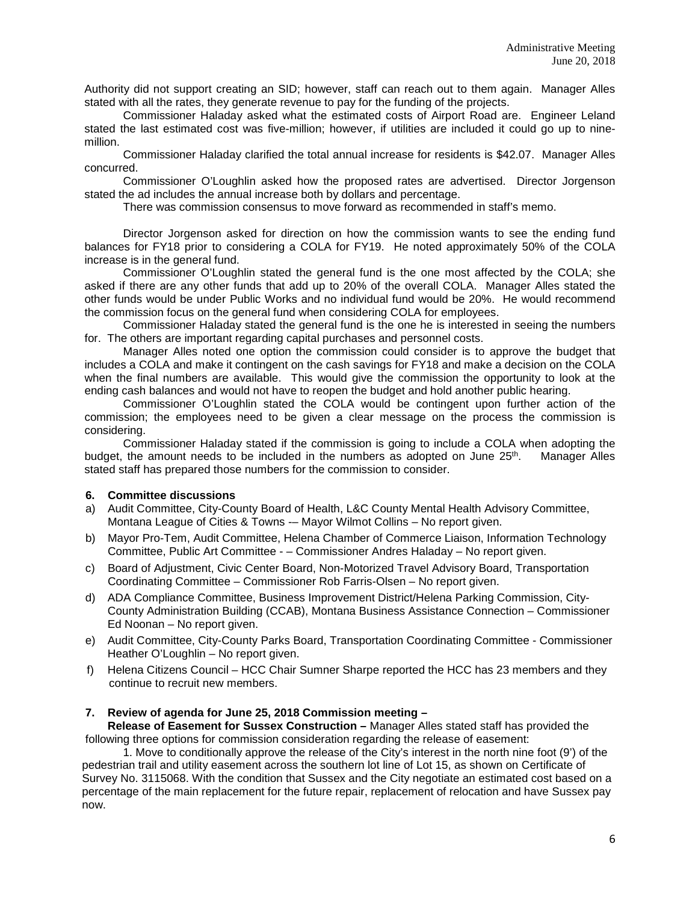Authority did not support creating an SID; however, staff can reach out to them again. Manager Alles stated with all the rates, they generate revenue to pay for the funding of the projects.

Commissioner Haladay asked what the estimated costs of Airport Road are. Engineer Leland stated the last estimated cost was five-million; however, if utilities are included it could go up to nine-million.

Commissioner Haladay clarified the total annual increase for residents is $42.07. Manager Alles concurred.

Commissioner O'Loughlin asked how the proposed rates are advertised. Director Jorgenson stated the ad includes the annual increase both by dollars and percentage.

There was commission consensus to move forward as recommended in staff's memo.

Director Jorgenson asked for direction on how the commission wants to see the ending fund balances for FY18 prior to considering a COLA for FY19. He noted approximately 50% of the COLA increase is in the general fund.

Commissioner O'Loughlin stated the general fund is the one most affected by the COLA; she asked if there are any other funds that add up to 20% of the overall COLA. Manager Alles stated the other funds would be under Public Works and no individual fund would be 20%. He would recommend the commission focus on the general fund when considering COLA for employees.

Commissioner Haladay stated the general fund is the one he is interested in seeing the numbers for. The others are important regarding capital purchases and personnel costs.

Manager Alles noted one option the commission could consider is to approve the budget that includes a COLA and make it contingent on the cash savings for FY18 and make a decision on the COLA when the final numbers are available. This would give the commission the opportunity to look at the ending cash balances and would not have to reopen the budget and hold another public hearing.

Commissioner O'Loughlin stated the COLA would be contingent upon further action of the commission; the employees need to be given a clear message on the process the commission is considering.

Commissioner Haladay stated if the commission is going to include a COLA when adopting the budget, the amount needs to be included in the numbers as adopted on June 25th. Manager Alles stated staff has prepared those numbers for the commission to consider.

**6. Committee discussions**

a) Audit Committee, City-County Board of Health, L&C County Mental Health Advisory Committee, Montana League of Cities & Towns -– Mayor Wilmot Collins – No report given.

b) Mayor Pro-Tem, Audit Committee, Helena Chamber of Commerce Liaison, Information Technology Committee, Public Art Committee - – Commissioner Andres Haladay – No report given.

c) Board of Adjustment, Civic Center Board, Non-Motorized Travel Advisory Board, Transportation Coordinating Committee – Commissioner Rob Farris-Olsen – No report given.

d) ADA Compliance Committee, Business Improvement District/Helena Parking Commission, City-County Administration Building (CCAB), Montana Business Assistance Connection – Commissioner Ed Noonan – No report given.

e) Audit Committee, City-County Parks Board, Transportation Coordinating Committee - Commissioner Heather O'Loughlin – No report given.

f) Helena Citizens Council – HCC Chair Sumner Sharpe reported the HCC has 23 members and they continue to recruit new members.

**7. Review of agenda for June 25, 2018 Commission meeting –**

**Release of Easement for Sussex Construction –** Manager Alles stated staff has provided the following three options for commission consideration regarding the release of easement:

1. Move to conditionally approve the release of the City's interest in the north nine foot (9') of the pedestrian trail and utility easement across the southern lot line of Lot 15, as shown on Certificate of Survey No. 3115068. With the condition that Sussex and the City negotiate an estimated cost based on a percentage of the main replacement for the future repair, replacement of relocation and have Sussex pay now.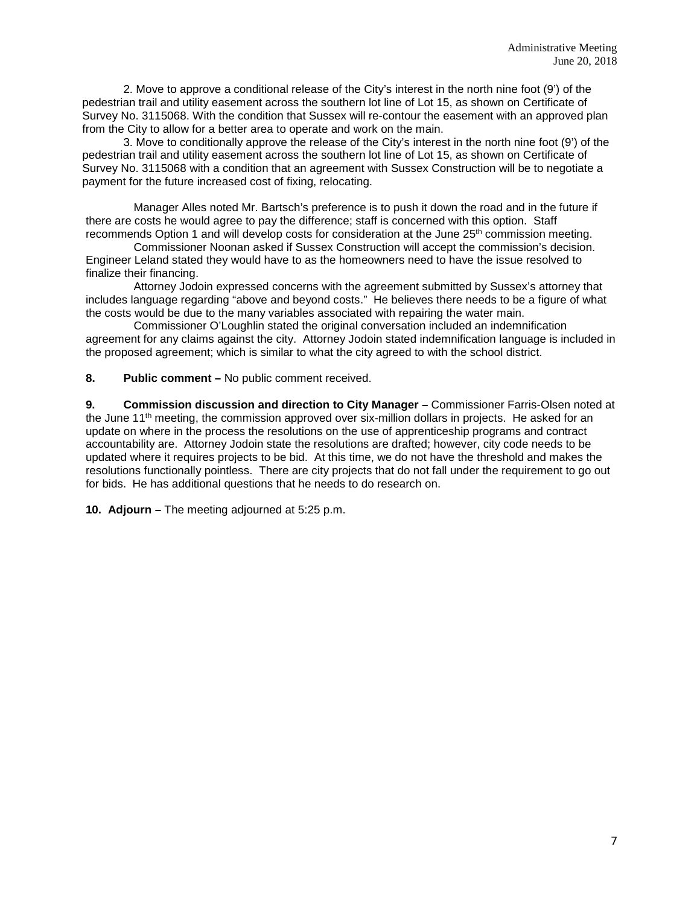2. Move to approve a conditional release of the City's interest in the north nine foot (9') of the pedestrian trail and utility easement across the southern lot line of Lot 15, as shown on Certificate of Survey No. 3115068. With the condition that Sussex will re-contour the easement with an approved plan from the City to allow for a better area to operate and work on the main.

3. Move to conditionally approve the release of the City's interest in the north nine foot (9') of the pedestrian trail and utility easement across the southern lot line of Lot 15, as shown on Certificate of Survey No. 3115068 with a condition that an agreement with Sussex Construction will be to negotiate a payment for the future increased cost of fixing, relocating.

Manager Alles noted Mr. Bartsch's preference is to push it down the road and in the future if there are costs he would agree to pay the difference; staff is concerned with this option. Staff recommends Option 1 and will develop costs for consideration at the June 25th commission meeting.

Commissioner Noonan asked if Sussex Construction will accept the commission's decision. Engineer Leland stated they would have to as the homeowners need to have the issue resolved to finalize their financing.

Attorney Jodoin expressed concerns with the agreement submitted by Sussex's attorney that includes language regarding "above and beyond costs." He believes there needs to be a figure of what the costs would be due to the many variables associated with repairing the water main.

Commissioner O'Loughlin stated the original conversation included an indemnification agreement for any claims against the city. Attorney Jodoin stated indemnification language is included in the proposed agreement; which is similar to what the city agreed to with the school district.

**8. Public comment –** No public comment received.

**9. Commission discussion and direction to City Manager –** Commissioner Farris-Olsen noted at the June 11th meeting, the commission approved over six-million dollars in projects. He asked for an update on where in the process the resolutions on the use of apprenticeship programs and contract accountability are. Attorney Jodoin state the resolutions are drafted; however, city code needs to be updated where it requires projects to be bid. At this time, we do not have the threshold and makes the resolutions functionally pointless. There are city projects that do not fall under the requirement to go out for bids. He has additional questions that he needs to do research on.

**10. Adjourn –** The meeting adjourned at 5:25 p.m.